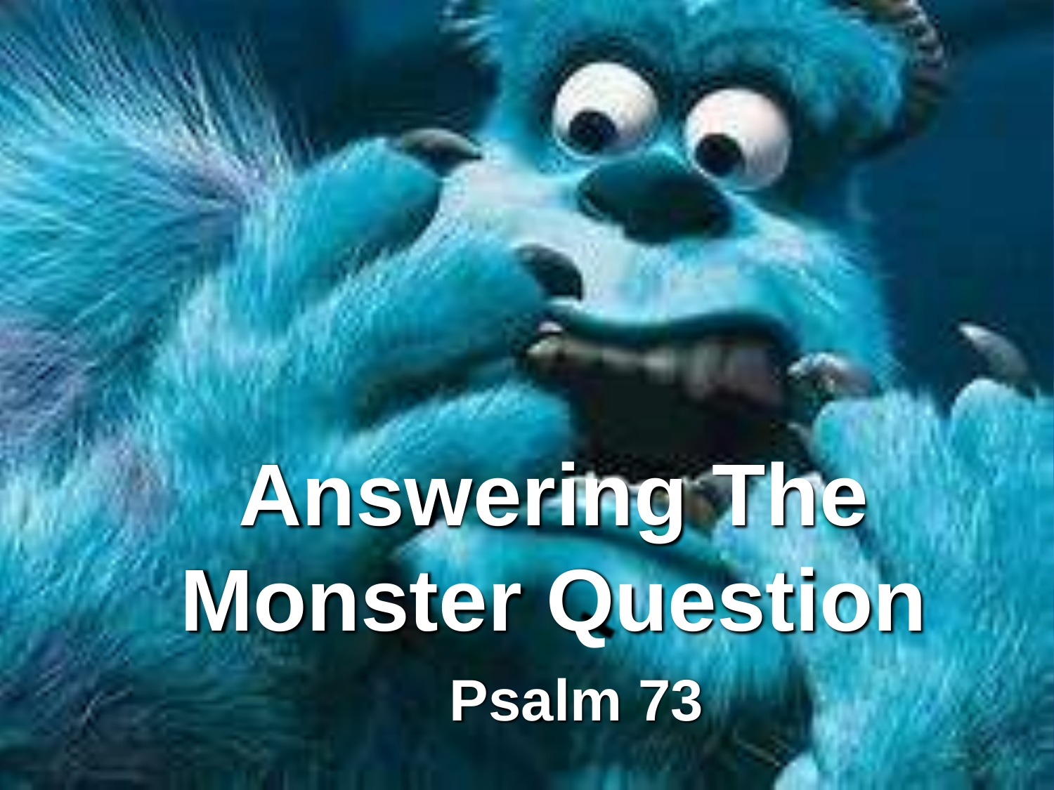# Answering The Monster Question

## Psalm 73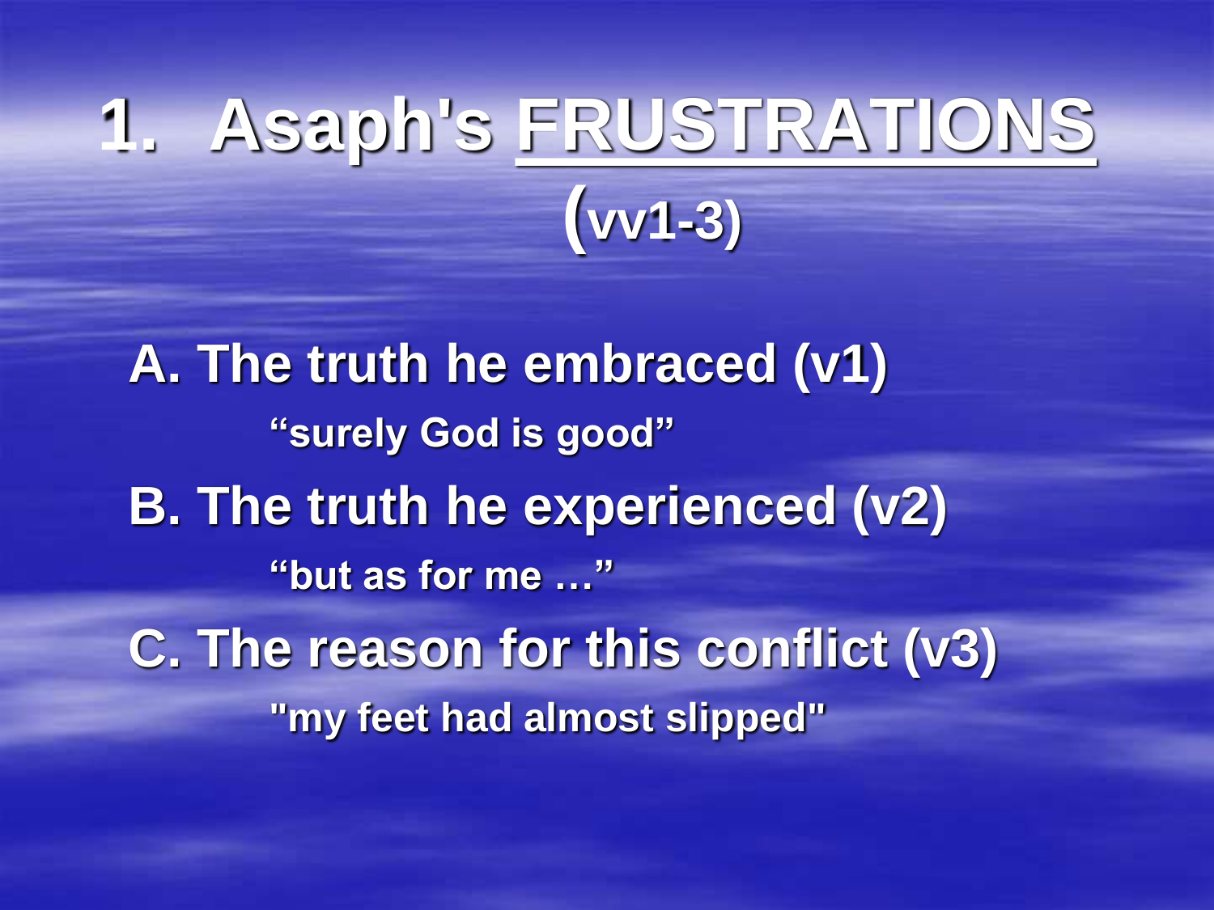# 1. Asaph's FRUSTRATIONS (vv1-3)

A. The truth he embraced (v1)

“surely God is good”

B. The truth he experienced (v2)

“but as for me …”

C. The reason for this conflict (v3)

"my feet had almost slipped"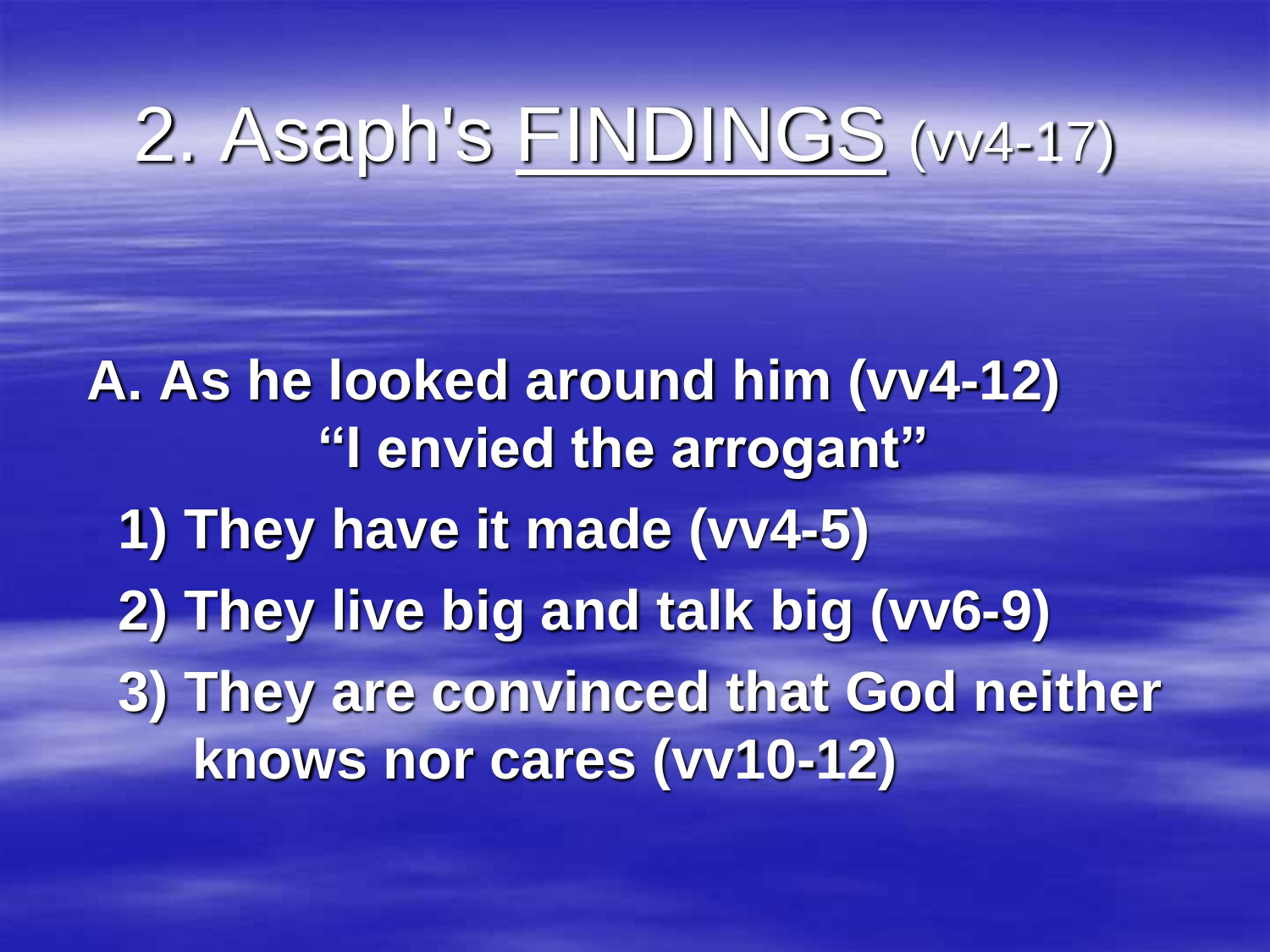# 2. Asaph's FINDINGS (vv4-17)

**A. As he looked around him (vv4-12)**

**"I envied the arrogant"**

**1) They have it made (vv4-5)**

**2) They live big and talk big (vv6-9)**

**3) They are convinced that God neither knows nor cares (vv10-12)**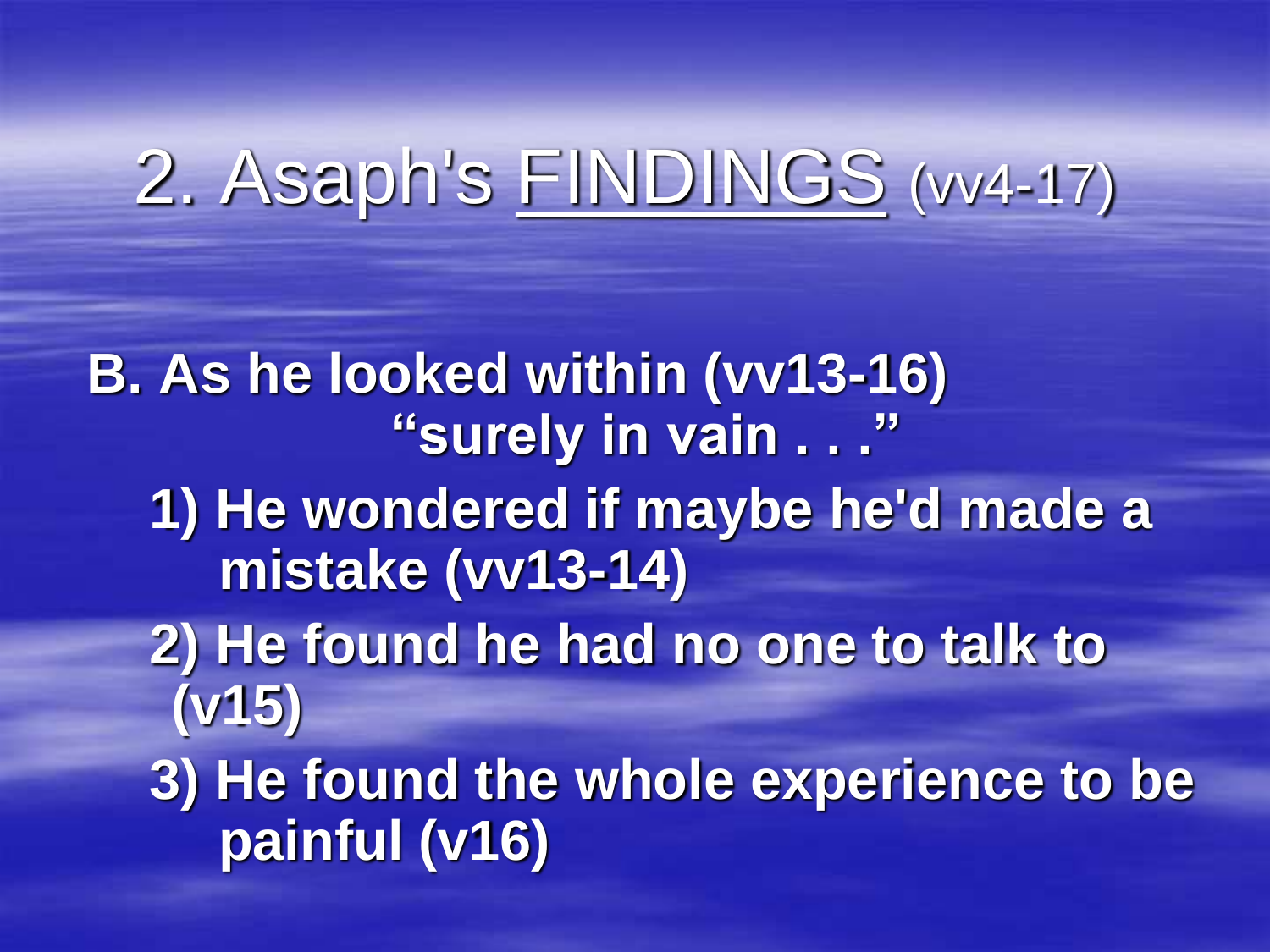# 2. Asaph's FINDINGS (vv4-17)

**B. As he looked within (vv13-16)**
**"surely in vain . . ."**

1) **He wondered if maybe he'd made a mistake (vv13-14)**
2) **He found he had no one to talk to (v15)**
3) **He found the whole experience to be painful (v16)**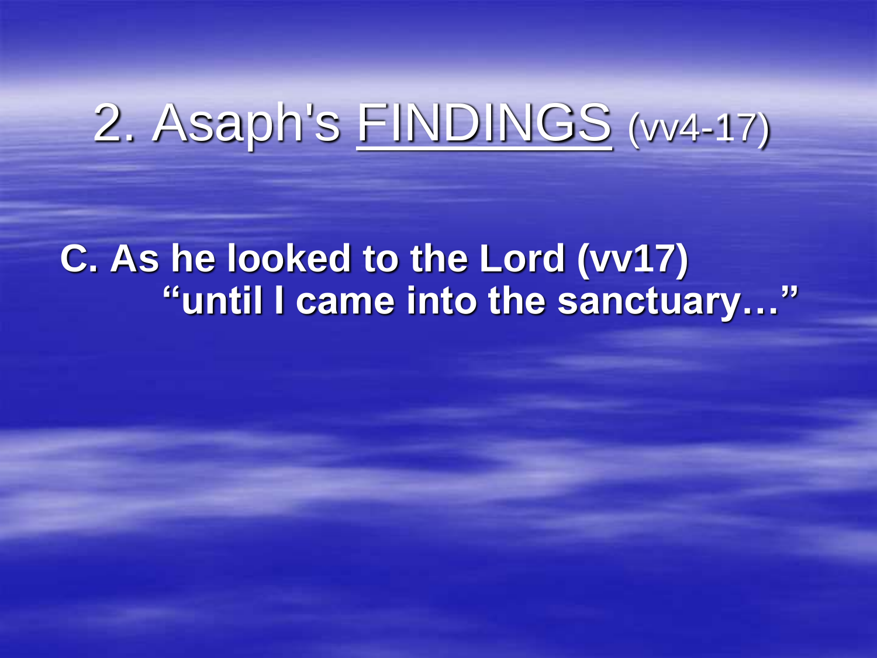# 2. Asaph's FINDINGS (vv4-17)

**C. As he looked to the Lord (vv17)**
**"until I came into the sanctuary…"**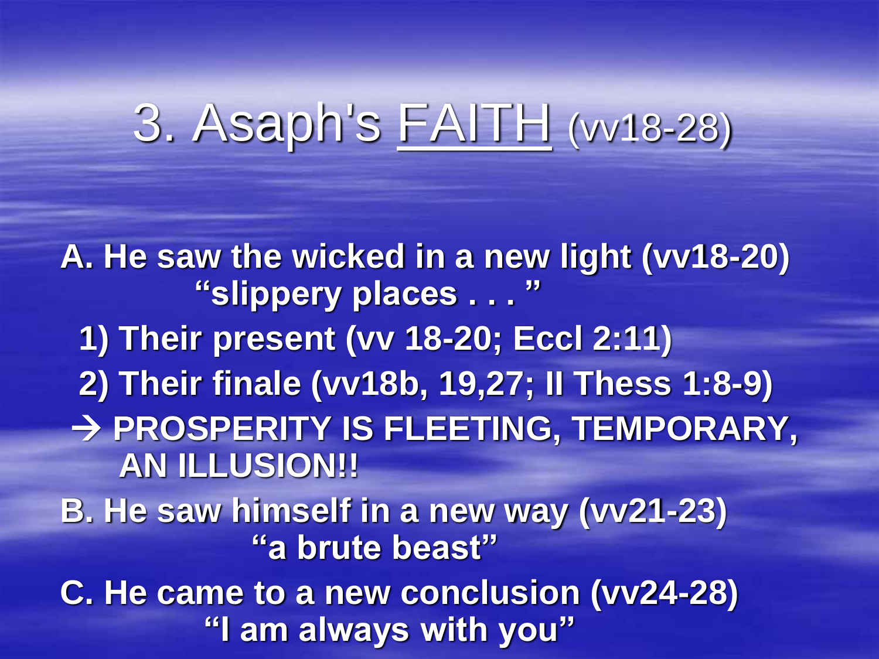# 3. Asaph's <u>FAITH</u> (vv18-28)

**A. He saw the wicked in a new light (vv18-20)**
**"slippery places . . . "**

**1) Their present (vv 18-20; Eccl 2:11)**

**2) Their finale (vv18b, 19,27; II Thess 1:8-9)**

**→ PROSPERITY IS FLEETING, TEMPORARY, AN ILLUSION!!**

**B. He saw himself in a new way (vv21-23)**
**"a brute beast"**

**C. He came to a new conclusion (vv24-28)**
**"I am always with you"**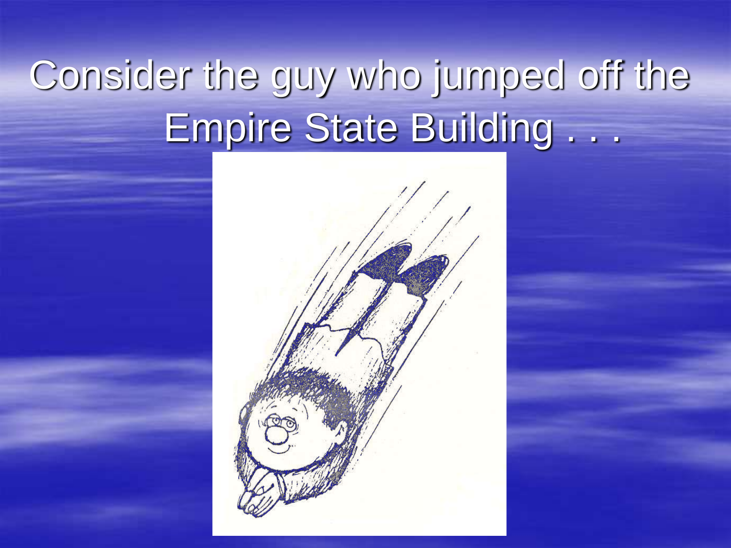# Consider the guy who jumped off the Empire State Building . . .